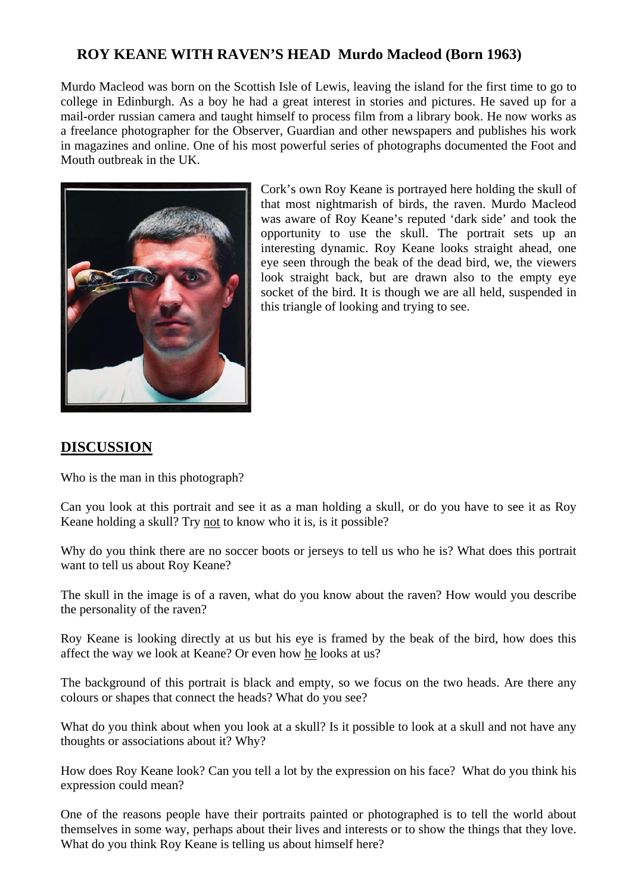## ROY KEANE WITH RAVEN'S HEAD Murdo Macleod (Born 1963)

Murdo Macleod was born on the Scottish Isle of Lewis, leaving the island for the first time to go to college in Edinburgh. As a boy he had a great interest in stories and pictures. He saved up for a mail-order russian camera and taught himself to process film from a library book. He now works as a freelance photographer for the Observer, Guardian and other newspapers and publishes his work in magazines and online. One of his most powerful series of photographs documented the Foot and Mouth outbreak in the UK.

Cork's own Roy Keane is portrayed here holding the skull of that most nightmarish of birds, the raven. Murdo Macleod was aware of Roy Keane's reputed 'dark side' and took the opportunity to use the skull. The portrait sets up an interesting dynamic. Roy Keane looks straight ahead, one eye seen through the beak of the dead bird, we, the viewers look straight back, but are drawn also to the empty eye socket of the bird. It is though we are all held, suspended in this triangle of looking and trying to see.

## DISCUSSION

Who is the man in this photograph?

Can you look at this portrait and see it as a man holding a skull, or do you have to see it as Roy Keane holding a skull? Try not to know who it is, is it possible?

Why do you think there are no soccer boots or jerseys to tell us who he is? What does this portrait want to tell us about Roy Keane?

The skull in the image is of a raven, what do you know about the raven? How would you describe the personality of the raven?

Roy Keane is looking directly at us but his eye is framed by the beak of the bird, how does this affect the way we look at Keane? Or even how he looks at us?

The background of this portrait is black and empty, so we focus on the two heads. Are there any colours or shapes that connect the heads? What do you see?

What do you think about when you look at a skull? Is it possible to look at a skull and not have any thoughts or associations about it? Why?

How does Roy Keane look? Can you tell a lot by the expression on his face? What do you think his expression could mean?

One of the reasons people have their portraits painted or photographed is to tell the world about themselves in some way, perhaps about their lives and interests or to show the things that they love. What do you think Roy Keane is telling us about himself here?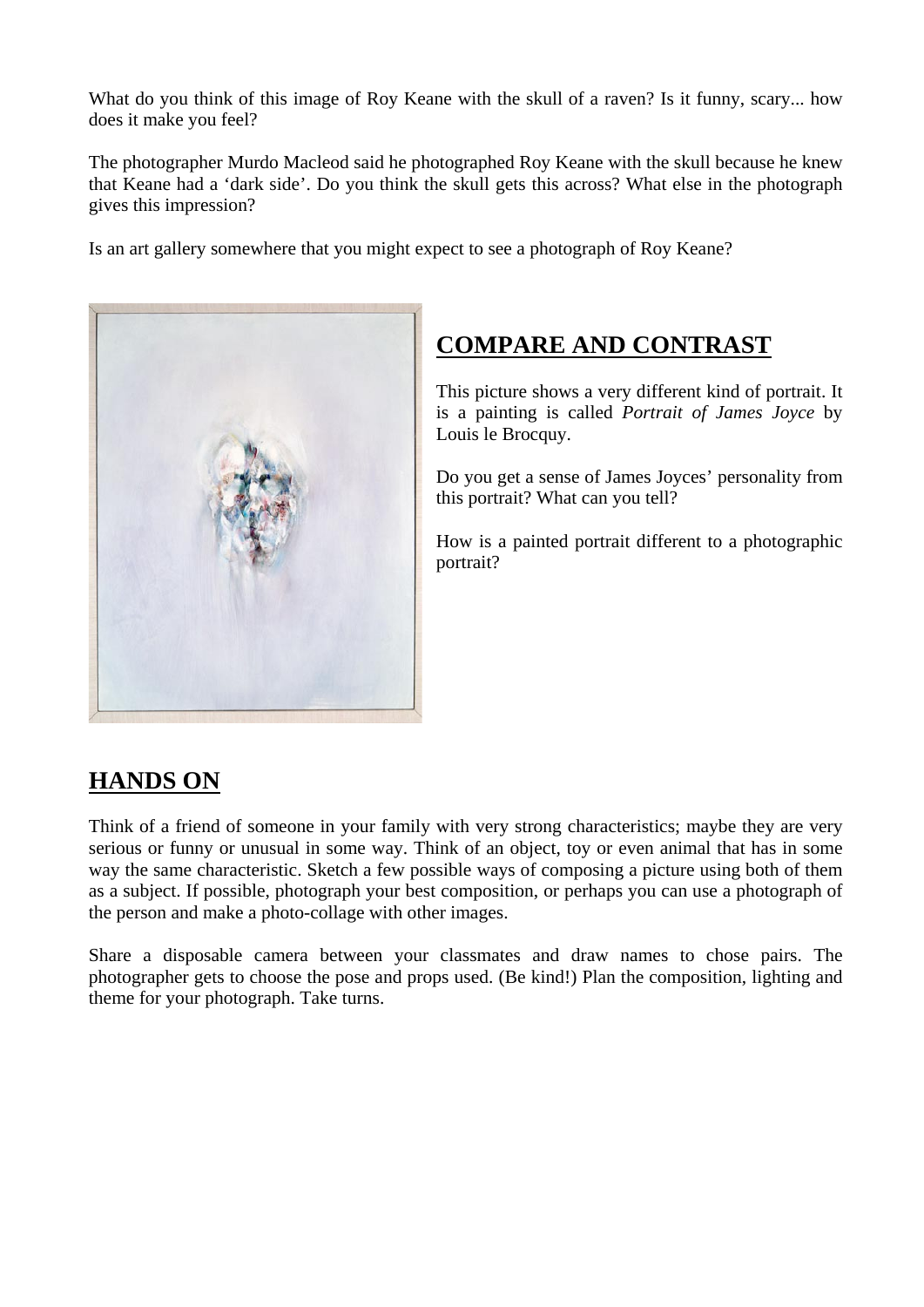What do you think of this image of Roy Keane with the skull of a raven? Is it funny, scary... how does it make you feel?

The photographer Murdo Macleod said he photographed Roy Keane with the skull because he knew that Keane had a 'dark side'. Do you think the skull gets this across? What else in the photograph gives this impression?

Is an art gallery somewhere that you might expect to see a photograph of Roy Keane?

## COMPARE AND CONTRAST

This picture shows a very different kind of portrait. It is a painting is called *Portrait of James Joyce* by Louis le Brocquy.

Do you get a sense of James Joyces' personality from this portrait? What can you tell?

How is a painted portrait different to a photographic portrait?

## HANDS ON

Think of a friend of someone in your family with very strong characteristics; maybe they are very serious or funny or unusual in some way. Think of an object, toy or even animal that has in some way the same characteristic. Sketch a few possible ways of composing a picture using both of them as a subject. If possible, photograph your best composition, or perhaps you can use a photograph of the person and make a photo-collage with other images.

Share a disposable camera between your classmates and draw names to chose pairs. The photographer gets to choose the pose and props used. (Be kind!) Plan the composition, lighting and theme for your photograph. Take turns.